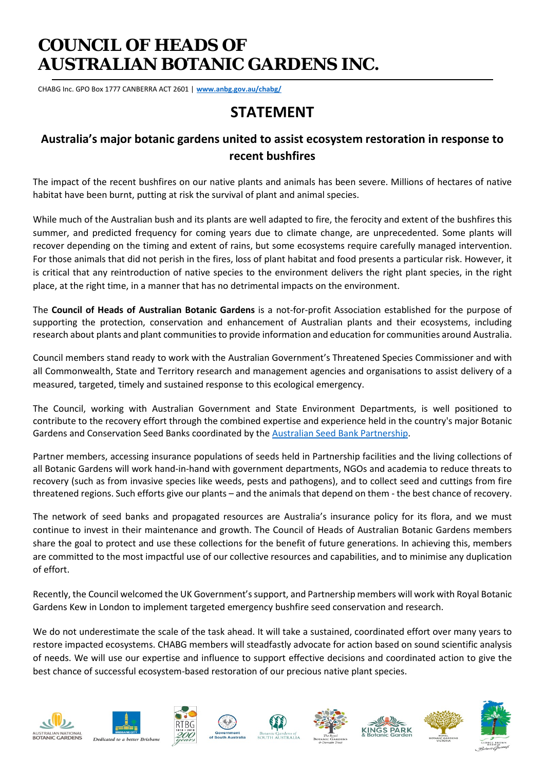# COUNCIL OF HEADS OF AUSTRALIAN BOTANIC GARDENS INC.

CHABG Inc. GPO Box 1777 CANBERRA ACT 2601 | **www.anbg.gov.au/chabg/**

## STATEMENT

### Australia's major botanic gardens united to assist ecosystem restoration in response to recent bushfires

The impact of the recent bushfires on our native plants and animals has been severe. Millions of hectares of native habitat have been burnt, putting at risk the survival of plant and animal species.

While much of the Australian bush and its plants are well adapted to fire, the ferocity and extent of the bushfires this summer, and predicted frequency for coming years due to climate change, are unprecedented. Some plants will recover depending on the timing and extent of rains, but some ecosystems require carefully managed intervention. For those animals that did not perish in the fires, loss of plant habitat and food presents a particular risk. However, it is critical that any reintroduction of native species to the environment delivers the right plant species, in the right place, at the right time, in a manner that has no detrimental impacts on the environment.

The **Council of Heads of Australian Botanic Gardens** is a not-for-profit Association established for the purpose of supporting the protection, conservation and enhancement of Australian plants and their ecosystems, including research about plants and plant communities to provide information and education for communities around Australia.

Council members stand ready to work with the Australian Government's Threatened Species Commissioner and with all Commonwealth, State and Territory research and management agencies and organisations to assist delivery of a measured, targeted, timely and sustained response to this ecological emergency.

The Council, working with Australian Government and State Environment Departments, is well positioned to contribute to the recovery effort through the combined expertise and experience held in the country's major Botanic Gardens and Conservation Seed Banks coordinated by the Australian Seed Bank Partnership.

Partner members, accessing insurance populations of seeds held in Partnership facilities and the living collections of all Botanic Gardens will work hand-in-hand with government departments, NGOs and academia to reduce threats to recovery (such as from invasive species like weeds, pests and pathogens), and to collect seed and cuttings from fire threatened regions. Such efforts give our plants – and the animals that depend on them - the best chance of recovery.

The network of seed banks and propagated resources are Australia's insurance policy for its flora, and we must continue to invest in their maintenance and growth. The Council of Heads of Australian Botanic Gardens members share the goal to protect and use these collections for the benefit of future generations. In achieving this, members are committed to the most impactful use of our collective resources and capabilities, and to minimise any duplication of effort.

Recently, the Council welcomed the UK Government's support, and Partnership members will work with Royal Botanic Gardens Kew in London to implement targeted emergency bushfire seed conservation and research.

We do not underestimate the scale of the task ahead. It will take a sustained, coordinated effort over many years to restore impacted ecosystems. CHABG members will steadfastly advocate for action based on sound scientific analysis of needs. We will use our expertise and influence to support effective decisions and coordinated action to give the best chance of successful ecosystem-based restoration of our precious native plant species.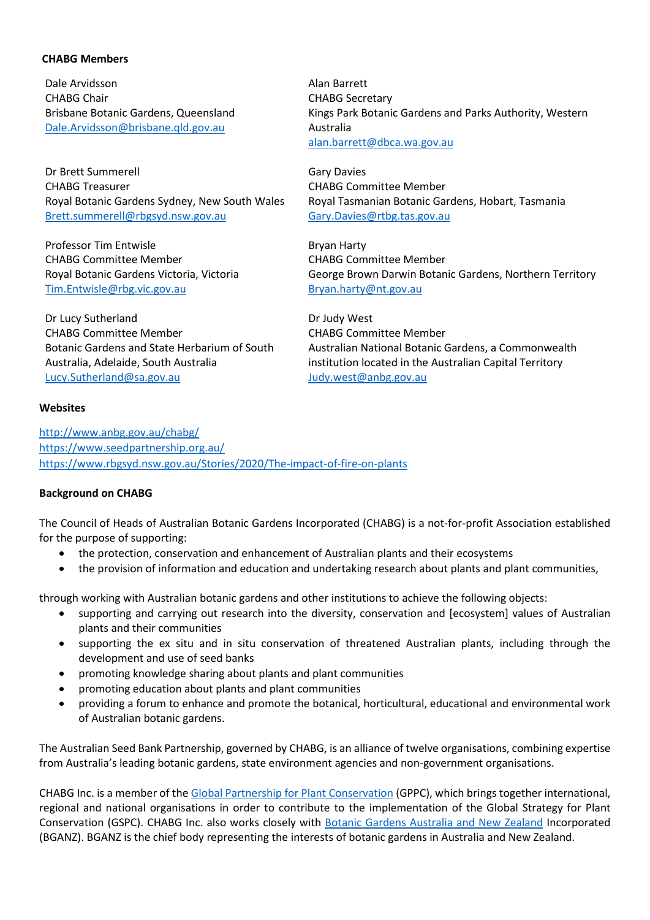**CHABG Members**

Dale Arvidsson
CHABG Chair
Brisbane Botanic Gardens, Queensland
[Dale.Arvidsson@brisbane.qld.gov.au](mailto:Dale.Arvidsson@brisbane.qld.gov.au)

Alan Barrett
CHABG Secretary
Kings Park Botanic Gardens and Parks Authority, Western Australia
[alan.barrett@dbca.wa.gov.au](mailto:alan.barrett@dbca.wa.gov.au)

Dr Brett Summerell
CHABG Treasurer
Royal Botanic Gardens Sydney, New South Wales
[Brett.summerell@rbgsyd.nsw.gov.au](mailto:Brett.summerell@rbgsyd.nsw.gov.au)

Gary Davies
CHABG Committee Member
Royal Tasmanian Botanic Gardens, Hobart, Tasmania
[Gary.Davies@rtbg.tas.gov.au](mailto:Gary.Davies@rtbg.tas.gov.au)

Professor Tim Entwisle
CHABG Committee Member
Royal Botanic Gardens Victoria, Victoria
[Tim.Entwisle@rbg.vic.gov.au](mailto:Tim.Entwisle@rbg.vic.gov.au)

Bryan Harty
CHABG Committee Member
George Brown Darwin Botanic Gardens, Northern Territory
[Bryan.harty@nt.gov.au](mailto:Bryan.harty@nt.gov.au)

Dr Lucy Sutherland
CHABG Committee Member
Botanic Gardens and State Herbarium of South Australia, Adelaide, South Australia
[Lucy.Sutherland@sa.gov.au](mailto:Lucy.Sutherland@sa.gov.au)

Dr Judy West
CHABG Committee Member
Australian National Botanic Gardens, a Commonwealth institution located in the Australian Capital Territory
[Judy.west@anbg.gov.au](mailto:Judy.west@anbg.gov.au)

**Websites**

http://www.anbg.gov.au/chabg/
https://www.seedpartnership.org.au/
https://www.rbgsyd.nsw.gov.au/Stories/2020/The-impact-of-fire-on-plants

**Background on CHABG**

The Council of Heads of Australian Botanic Gardens Incorporated (CHABG) is a not-for-profit Association established for the purpose of supporting:

- the protection, conservation and enhancement of Australian plants and their ecosystems
- the provision of information and education and undertaking research about plants and plant communities,

through working with Australian botanic gardens and other institutions to achieve the following objects:

- supporting and carrying out research into the diversity, conservation and [ecosystem] values of Australian plants and their communities
- supporting the ex situ and in situ conservation of threatened Australian plants, including through the development and use of seed banks
- promoting knowledge sharing about plants and plant communities
- promoting education about plants and plant communities
- providing a forum to enhance and promote the botanical, horticultural, educational and environmental work of Australian botanic gardens.

The Australian Seed Bank Partnership, governed by CHABG, is an alliance of twelve organisations, combining expertise from Australia's leading botanic gardens, state environment agencies and non-government organisations.

CHABG Inc. is a member of the Global Partnership for Plant Conservation (GPPC), which brings together international, regional and national organisations in order to contribute to the implementation of the Global Strategy for Plant Conservation (GSPC). CHABG Inc. also works closely with Botanic Gardens Australia and New Zealand Incorporated (BGANZ). BGANZ is the chief body representing the interests of botanic gardens in Australia and New Zealand.